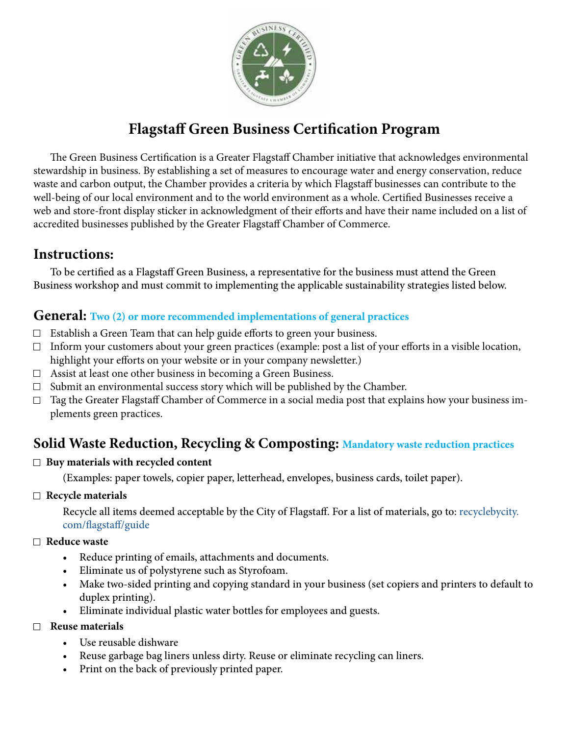# Flagstaff Green Business Certification Program

The Green Business Certification is a Greater Flagstaff Chamber initiative that acknowledges environmental stewardship in business. By establishing a set of measures to encourage water and energy conservation, reduce waste and carbon output, the Chamber provides a criteria by which Flagstaff businesses can contribute to the well-being of our local environment and to the world environment as a whole. Certified Businesses receive a web and store-front display sticker in acknowledgment of their efforts and have their name included on a list of accredited businesses published by the Greater Flagstaff Chamber of Commerce.

## Instructions:

To be certified as a Flagstaff Green Business, a representative for the business must attend the Green Business workshop and must commit to implementing the applicable sustainability strategies listed below.

## General: Two (2) or more recommended implementations of general practices

- ☐ Establish a Green Team that can help guide efforts to green your business.
- ☐ Inform your customers about your green practices (example: post a list of your efforts in a visible location, highlight your efforts on your website or in your company newsletter.)
- ☐ Assist at least one other business in becoming a Green Business.
- ☐ Submit an environmental success story which will be published by the Chamber.
- ☐ Tag the Greater Flagstaff Chamber of Commerce in a social media post that explains how your business implements green practices.

## Solid Waste Reduction, Recycling & Composting: Mandatory waste reduction practices

☐ **Buy materials with recycled content**

(Examples: paper towels, copier paper, letterhead, envelopes, business cards, toilet paper).

☐ **Recycle materials**

Recycle all items deemed acceptable by the City of Flagstaff. For a list of materials, go to: recyclebycity.com/flagstaff/guide

☐ **Reduce waste**

- Reduce printing of emails, attachments and documents.
- Eliminate us of polystyrene such as Styrofoam.
- Make two-sided printing and copying standard in your business (set copiers and printers to default to duplex printing).
- Eliminate individual plastic water bottles for employees and guests.

☐ **Reuse materials**

- Use reusable dishware
- Reuse garbage bag liners unless dirty. Reuse or eliminate recycling can liners.
- Print on the back of previously printed paper.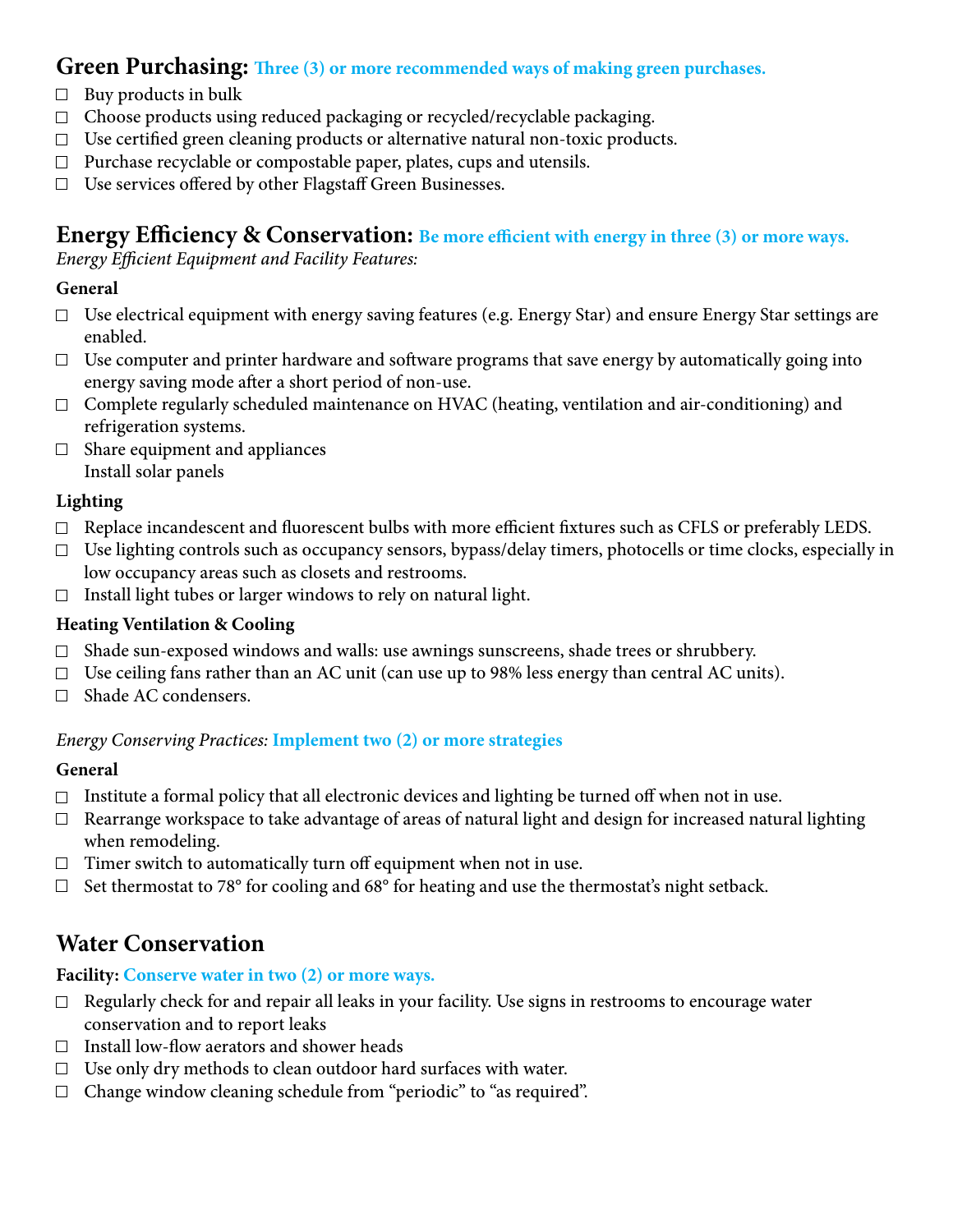## Green Purchasing: **Three (3) or more recommended ways of making green purchases.**

- ☐ Buy products in bulk
- ☐ Choose products using reduced packaging or recycled/recyclable packaging.
- ☐ Use certified green cleaning products or alternative natural non-toxic products.
- ☐ Purchase recyclable or compostable paper, plates, cups and utensils.
- ☐ Use services offered by other Flagstaff Green Businesses.

## Energy Efficiency & Conservation: **Be more efficient with energy in three (3) or more ways.**

*Energy Efficient Equipment and Facility Features:*

**General**

- ☐ Use electrical equipment with energy saving features (e.g. Energy Star) and ensure Energy Star settings are enabled.
- ☐ Use computer and printer hardware and software programs that save energy by automatically going into energy saving mode after a short period of non-use.
- ☐ Complete regularly scheduled maintenance on HVAC (heating, ventilation and air-conditioning) and refrigeration systems.
- ☐ Share equipment and appliances
  Install solar panels

**Lighting**

- ☐ Replace incandescent and fluorescent bulbs with more efficient fixtures such as CFLS or preferably LEDS.
- ☐ Use lighting controls such as occupancy sensors, bypass/delay timers, photocells or time clocks, especially in low occupancy areas such as closets and restrooms.
- ☐ Install light tubes or larger windows to rely on natural light.

**Heating Ventilation & Cooling**

- ☐ Shade sun-exposed windows and walls: use awnings sunscreens, shade trees or shrubbery.
- ☐ Use ceiling fans rather than an AC unit (can use up to 98% less energy than central AC units).
- ☐ Shade AC condensers.

*Energy Conserving Practices:* **Implement two (2) or more strategies**

**General**

- ☐ Institute a formal policy that all electronic devices and lighting be turned off when not in use.
- ☐ Rearrange workspace to take advantage of areas of natural light and design for increased natural lighting when remodeling.
- ☐ Timer switch to automatically turn off equipment when not in use.
- ☐ Set thermostat to 78° for cooling and 68° for heating and use the thermostat's night setback.

## Water Conservation

**Facility: Conserve water in two (2) or more ways.**

- ☐ Regularly check for and repair all leaks in your facility. Use signs in restrooms to encourage water conservation and to report leaks
- ☐ Install low-flow aerators and shower heads
- ☐ Use only dry methods to clean outdoor hard surfaces with water.
- ☐ Change window cleaning schedule from "periodic" to "as required".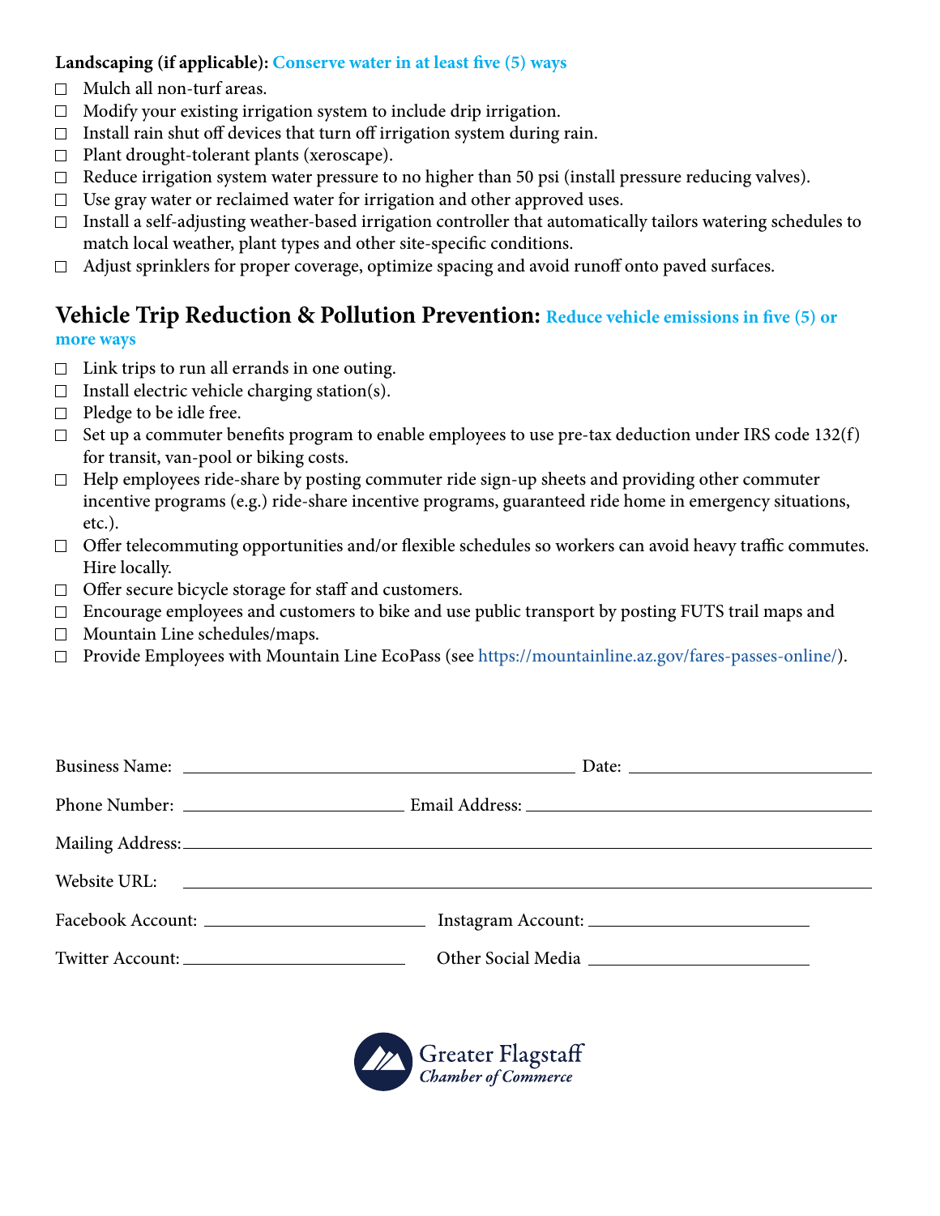**Landscaping (if applicable):** **Conserve water in at least five (5) ways**

- ☐ Mulch all non-turf areas.
- ☐ Modify your existing irrigation system to include drip irrigation.
- ☐ Install rain shut off devices that turn off irrigation system during rain.
- ☐ Plant drought-tolerant plants (xeroscape).
- ☐ Reduce irrigation system water pressure to no higher than 50 psi (install pressure reducing valves).
- ☐ Use gray water or reclaimed water for irrigation and other approved uses.
- ☐ Install a self-adjusting weather-based irrigation controller that automatically tailors watering schedules to match local weather, plant types and other site-specific conditions.
- ☐ Adjust sprinklers for proper coverage, optimize spacing and avoid runoff onto paved surfaces.

## Vehicle Trip Reduction & Pollution Prevention: **Reduce vehicle emissions in five (5) or more ways**

- ☐ Link trips to run all errands in one outing.
- ☐ Install electric vehicle charging station(s).
- ☐ Pledge to be idle free.
- ☐ Set up a commuter benefits program to enable employees to use pre-tax deduction under IRS code 132(f) for transit, van-pool or biking costs.
- ☐ Help employees ride-share by posting commuter ride sign-up sheets and providing other commuter incentive programs (e.g.) ride-share incentive programs, guaranteed ride home in emergency situations, etc.).
- ☐ Offer telecommuting opportunities and/or flexible schedules so workers can avoid heavy traffic commutes. Hire locally.
- ☐ Offer secure bicycle storage for staff and customers.
- ☐ Encourage employees and customers to bike and use public transport by posting FUTS trail maps and
- ☐ Mountain Line schedules/maps.
- ☐ Provide Employees with Mountain Line EcoPass (see https://mountainline.az.gov/fares-passes-online/).

Business Name: ______________________________ Date: ____________________

Phone Number: ____________________ Email Address: ______________________________

Mailing Address: ____________________________________________________________

Website URL: ________________________________________________________________

Facebook Account: ____________________ Instagram Account: ____________________

Twitter Account: ____________________ Other Social Media ____________________

Greater Flagstaff
*Chamber of Commerce*